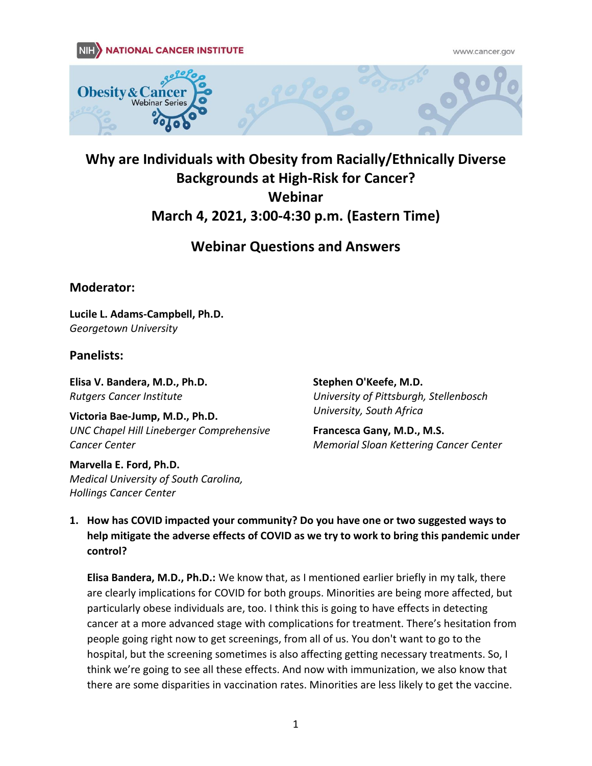# Why are Individuals with Obesity from Racially/Ethnically Diverse Backgrounds at High-Risk for Cancer?

## Webinar

## March 4, 2021, 3:00-4:30 p.m. (Eastern Time)

## Webinar Questions and Answers

### Moderator:

**Lucile L. Adams-Campbell, Ph.D.**
*Georgetown University*

### Panelists:

**Elisa V. Bandera, M.D., Ph.D.**
*Rutgers Cancer Institute*

**Victoria Bae-Jump, M.D., Ph.D.**
*UNC Chapel Hill Lineberger Comprehensive Cancer Center*

**Marvella E. Ford, Ph.D.**
*Medical University of South Carolina, Hollings Cancer Center*

**Stephen O'Keefe, M.D.**
*University of Pittsburgh, Stellenbosch University, South Africa*

**Francesca Gany, M.D., M.S.**
*Memorial Sloan Kettering Cancer Center*

1. **How has COVID impacted your community? Do you have one or two suggested ways to help mitigate the adverse effects of COVID as we try to work to bring this pandemic under control?**

   **Elisa Bandera, M.D., Ph.D.:** We know that, as I mentioned earlier briefly in my talk, there are clearly implications for COVID for both groups. Minorities are being more affected, but particularly obese individuals are, too. I think this is going to have effects in detecting cancer at a more advanced stage with complications for treatment. There's hesitation from people going right now to get screenings, from all of us. You don't want to go to the hospital, but the screening sometimes is also affecting getting necessary treatments. So, I think we're going to see all these effects. And now with immunization, we also know that there are some disparities in vaccination rates. Minorities are less likely to get the vaccine.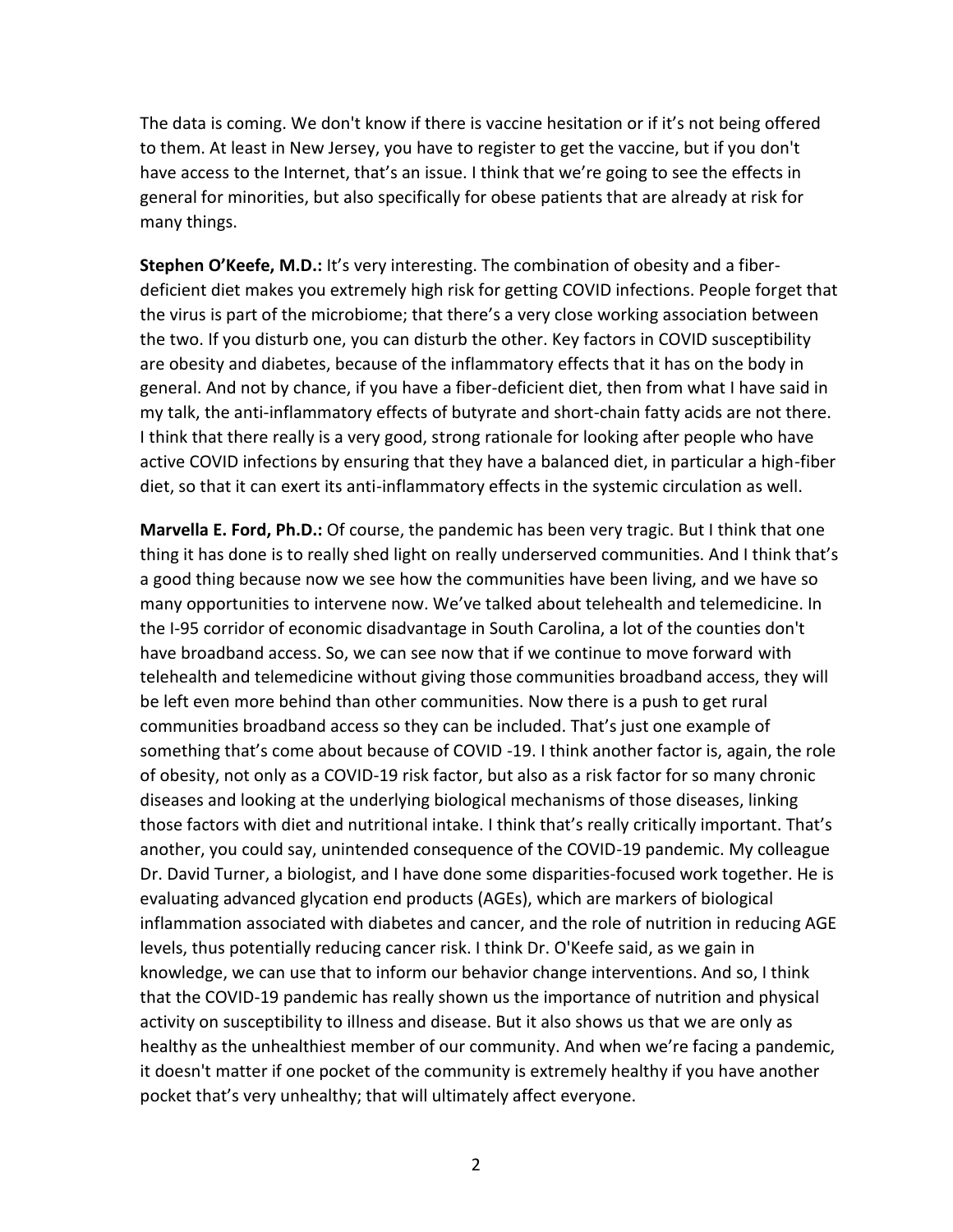The data is coming. We don't know if there is vaccine hesitation or if it's not being offered to them. At least in New Jersey, you have to register to get the vaccine, but if you don't have access to the Internet, that's an issue. I think that we're going to see the effects in general for minorities, but also specifically for obese patients that are already at risk for many things.

**Stephen O'Keefe, M.D.:** It's very interesting. The combination of obesity and a fiber-deficient diet makes you extremely high risk for getting COVID infections. People forget that the virus is part of the microbiome; that there's a very close working association between the two. If you disturb one, you can disturb the other. Key factors in COVID susceptibility are obesity and diabetes, because of the inflammatory effects that it has on the body in general. And not by chance, if you have a fiber-deficient diet, then from what I have said in my talk, the anti-inflammatory effects of butyrate and short-chain fatty acids are not there. I think that there really is a very good, strong rationale for looking after people who have active COVID infections by ensuring that they have a balanced diet, in particular a high-fiber diet, so that it can exert its anti-inflammatory effects in the systemic circulation as well.

**Marvella E. Ford, Ph.D.:** Of course, the pandemic has been very tragic. But I think that one thing it has done is to really shed light on really underserved communities. And I think that's a good thing because now we see how the communities have been living, and we have so many opportunities to intervene now. We've talked about telehealth and telemedicine. In the I-95 corridor of economic disadvantage in South Carolina, a lot of the counties don't have broadband access. So, we can see now that if we continue to move forward with telehealth and telemedicine without giving those communities broadband access, they will be left even more behind than other communities. Now there is a push to get rural communities broadband access so they can be included. That's just one example of something that's come about because of COVID -19. I think another factor is, again, the role of obesity, not only as a COVID-19 risk factor, but also as a risk factor for so many chronic diseases and looking at the underlying biological mechanisms of those diseases, linking those factors with diet and nutritional intake. I think that's really critically important. That's another, you could say, unintended consequence of the COVID-19 pandemic. My colleague Dr. David Turner, a biologist, and I have done some disparities-focused work together. He is evaluating advanced glycation end products (AGEs), which are markers of biological inflammation associated with diabetes and cancer, and the role of nutrition in reducing AGE levels, thus potentially reducing cancer risk. I think Dr. O'Keefe said, as we gain in knowledge, we can use that to inform our behavior change interventions. And so, I think that the COVID-19 pandemic has really shown us the importance of nutrition and physical activity on susceptibility to illness and disease. But it also shows us that we are only as healthy as the unhealthiest member of our community. And when we're facing a pandemic, it doesn't matter if one pocket of the community is extremely healthy if you have another pocket that's very unhealthy; that will ultimately affect everyone.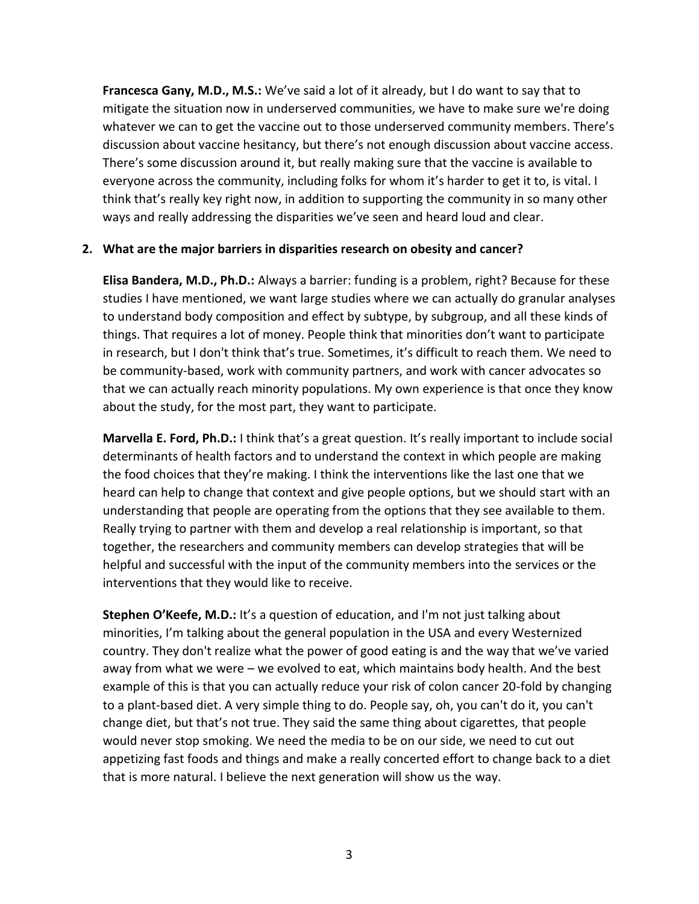**Francesca Gany, M.D., M.S.:** We've said a lot of it already, but I do want to say that to mitigate the situation now in underserved communities, we have to make sure we're doing whatever we can to get the vaccine out to those underserved community members. There's discussion about vaccine hesitancy, but there's not enough discussion about vaccine access. There's some discussion around it, but really making sure that the vaccine is available to everyone across the community, including folks for whom it's harder to get it to, is vital. I think that's really key right now, in addition to supporting the community in so many other ways and really addressing the disparities we've seen and heard loud and clear.

2. **What are the major barriers in disparities research on obesity and cancer?**

**Elisa Bandera, M.D., Ph.D.:** Always a barrier: funding is a problem, right? Because for these studies I have mentioned, we want large studies where we can actually do granular analyses to understand body composition and effect by subtype, by subgroup, and all these kinds of things. That requires a lot of money. People think that minorities don't want to participate in research, but I don't think that's true. Sometimes, it's difficult to reach them. We need to be community-based, work with community partners, and work with cancer advocates so that we can actually reach minority populations. My own experience is that once they know about the study, for the most part, they want to participate.

**Marvella E. Ford, Ph.D.:** I think that's a great question. It's really important to include social determinants of health factors and to understand the context in which people are making the food choices that they're making. I think the interventions like the last one that we heard can help to change that context and give people options, but we should start with an understanding that people are operating from the options that they see available to them. Really trying to partner with them and develop a real relationship is important, so that together, the researchers and community members can develop strategies that will be helpful and successful with the input of the community members into the services or the interventions that they would like to receive.

**Stephen O'Keefe, M.D.:** It's a question of education, and I'm not just talking about minorities, I'm talking about the general population in the USA and every Westernized country. They don't realize what the power of good eating is and the way that we've varied away from what we were – we evolved to eat, which maintains body health. And the best example of this is that you can actually reduce your risk of colon cancer 20-fold by changing to a plant-based diet. A very simple thing to do. People say, oh, you can't do it, you can't change diet, but that's not true. They said the same thing about cigarettes, that people would never stop smoking. We need the media to be on our side, we need to cut out appetizing fast foods and things and make a really concerted effort to change back to a diet that is more natural. I believe the next generation will show us the way.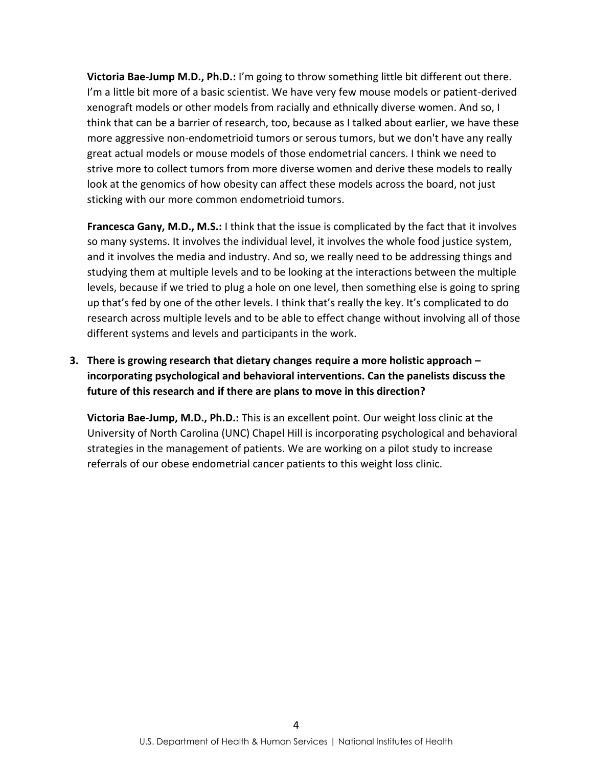**Victoria Bae-Jump M.D., Ph.D.:** I'm going to throw something little bit different out there. I'm a little bit more of a basic scientist. We have very few mouse models or patient-derived xenograft models or other models from racially and ethnically diverse women. And so, I think that can be a barrier of research, too, because as I talked about earlier, we have these more aggressive non-endometrioid tumors or serous tumors, but we don't have any really great actual models or mouse models of those endometrial cancers. I think we need to strive more to collect tumors from more diverse women and derive these models to really look at the genomics of how obesity can affect these models across the board, not just sticking with our more common endometrioid tumors.

**Francesca Gany, M.D., M.S.:** I think that the issue is complicated by the fact that it involves so many systems. It involves the individual level, it involves the whole food justice system, and it involves the media and industry. And so, we really need to be addressing things and studying them at multiple levels and to be looking at the interactions between the multiple levels, because if we tried to plug a hole on one level, then something else is going to spring up that's fed by one of the other levels. I think that's really the key. It's complicated to do research across multiple levels and to be able to effect change without involving all of those different systems and levels and participants in the work.

3. **There is growing research that dietary changes require a more holistic approach – incorporating psychological and behavioral interventions. Can the panelists discuss the future of this research and if there are plans to move in this direction?**

   **Victoria Bae-Jump, M.D., Ph.D.:** This is an excellent point. Our weight loss clinic at the University of North Carolina (UNC) Chapel Hill is incorporating psychological and behavioral strategies in the management of patients. We are working on a pilot study to increase referrals of our obese endometrial cancer patients to this weight loss clinic.